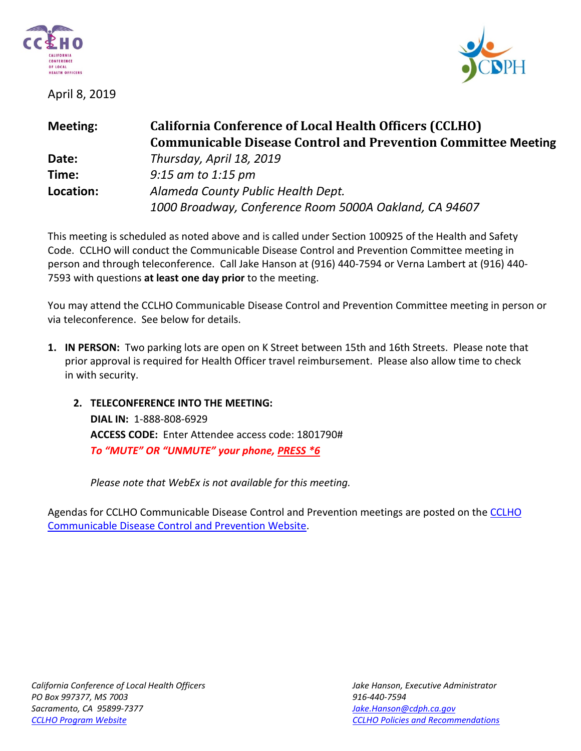April 8, 2019

**Meeting:** **California Conference of Local Health Officers (CCLHO) Communicable Disease Control and Prevention Committee Meeting**

**Date:** *Thursday, April 18, 2019*

**Time:** *9:15 am to 1:15 pm*

**Location:** *Alameda County Public Health Dept.*
*1000 Broadway, Conference Room 5000A Oakland, CA 94607*

This meeting is scheduled as noted above and is called under Section 100925 of the Health and Safety Code. CCLHO will conduct the Communicable Disease Control and Prevention Committee meeting in person and through teleconference. Call Jake Hanson at (916) 440-7594 or Verna Lambert at (916) 440-7593 with questions **at least one day prior** to the meeting.

You may attend the CCLHO Communicable Disease Control and Prevention Committee meeting in person or via teleconference. See below for details.

1. **IN PERSON:** Two parking lots are open on K Street between 15th and 16th Streets. Please note that prior approval is required for Health Officer travel reimbursement. Please also allow time to check in with security.

2. **TELECONFERENCE INTO THE MEETING:**
   **DIAL IN:** 1-888-808-6929
   **ACCESS CODE:** Enter Attendee access code: 1801790#
   ***To "MUTE" OR "UNMUTE" your phone, PRESS *6***

   *Please note that WebEx is not available for this meeting.*

Agendas for CCLHO Communicable Disease Control and Prevention meetings are posted on the CCLHO Communicable Disease Control and Prevention Website.

*California Conference of Local Health Officers*
*PO Box 997377, MS 7003*
*Sacramento, CA 95899-7377*
*CCLHO Program Website*

*Jake Hanson, Executive Administrator*
*916-440-7594*
*Jake.Hanson@cdph.ca.gov*
*CCLHO Policies and Recommendations*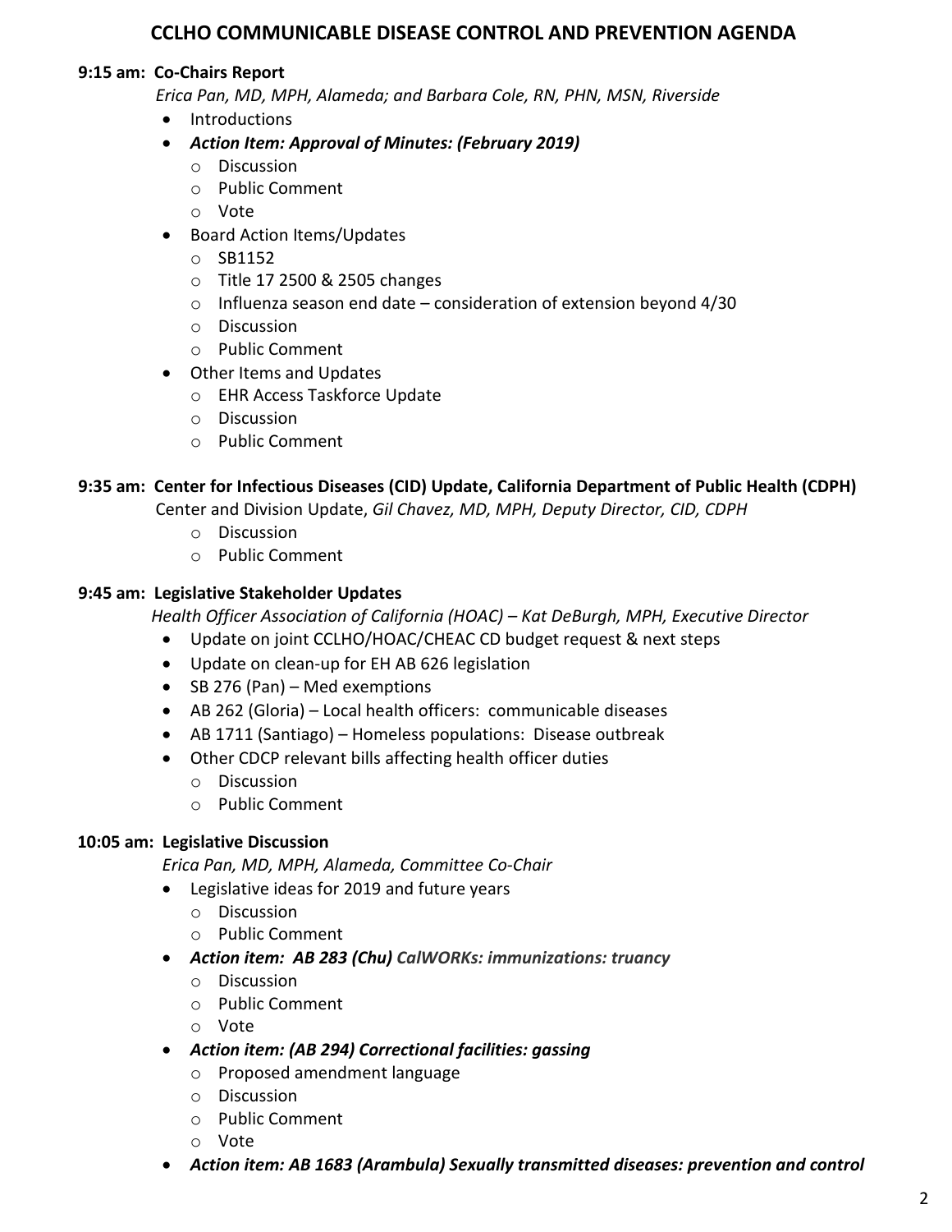# CCLHO COMMUNICABLE DISEASE CONTROL AND PREVENTION AGENDA

**9:15 am: Co-Chairs Report**

*Erica Pan, MD, MPH, Alameda; and Barbara Cole, RN, PHN, MSN, Riverside*

- Introductions
- ***Action Item: Approval of Minutes: (February 2019)***
  - Discussion
  - Public Comment
  - Vote
- Board Action Items/Updates
  - SB1152
  - Title 17 2500 & 2505 changes
  - Influenza season end date – consideration of extension beyond 4/30
  - Discussion
  - Public Comment
- Other Items and Updates
  - EHR Access Taskforce Update
  - Discussion
  - Public Comment

**9:35 am: Center for Infectious Diseases (CID) Update, California Department of Public Health (CDPH)**

Center and Division Update, *Gil Chavez, MD, MPH, Deputy Director, CID, CDPH*

- Discussion
- Public Comment

**9:45 am: Legislative Stakeholder Updates**

*Health Officer Association of California (HOAC) – Kat DeBurgh, MPH, Executive Director*

- Update on joint CCLHO/HOAC/CHEAC CD budget request & next steps
- Update on clean-up for EH AB 626 legislation
- SB 276 (Pan) – Med exemptions
- AB 262 (Gloria) – Local health officers: communicable diseases
- AB 1711 (Santiago) – Homeless populations: Disease outbreak
- Other CDCP relevant bills affecting health officer duties
  - Discussion
  - Public Comment

**10:05 am: Legislative Discussion**

*Erica Pan, MD, MPH, Alameda, Committee Co-Chair*

- Legislative ideas for 2019 and future years
  - Discussion
  - Public Comment
- ***Action item: AB 283 (Chu) CalWORKs: immunizations: truancy***
  - Discussion
  - Public Comment
  - Vote
- ***Action item: (AB 294) Correctional facilities: gassing***
  - Proposed amendment language
  - Discussion
  - Public Comment
  - Vote
- ***Action item: AB 1683 (Arambula) Sexually transmitted diseases: prevention and control***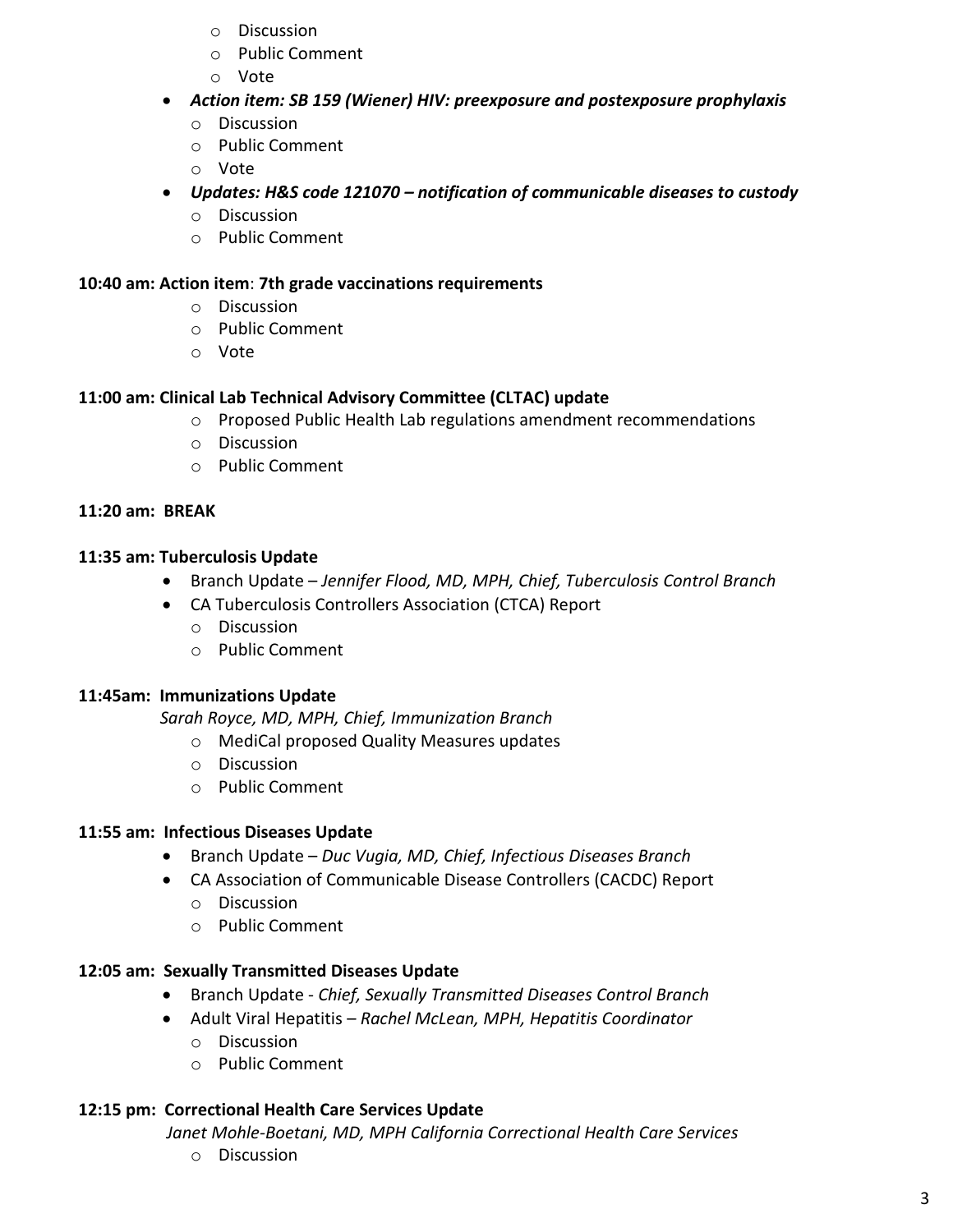- Discussion
  - Public Comment
  - Vote
- ***Action item: SB 159 (Wiener) HIV: preexposure and postexposure prophylaxis***
  - Discussion
  - Public Comment
  - Vote
- ***Updates: H&S code 121070 – notification of communicable diseases to custody***
  - Discussion
  - Public Comment

**10:40 am: Action item**: **7th grade vaccinations requirements**

- Discussion
- Public Comment
- Vote

**11:00 am: Clinical Lab Technical Advisory Committee (CLTAC) update**

- Proposed Public Health Lab regulations amendment recommendations
- Discussion
- Public Comment

**11:20 am: BREAK**

**11:35 am: Tuberculosis Update**

- Branch Update – *Jennifer Flood, MD, MPH, Chief, Tuberculosis Control Branch*
- CA Tuberculosis Controllers Association (CTCA) Report
  - Discussion
  - Public Comment

**11:45am: Immunizations Update**

*Sarah Royce, MD, MPH, Chief, Immunization Branch*

- MediCal proposed Quality Measures updates
- Discussion
- Public Comment

**11:55 am: Infectious Diseases Update**

- Branch Update – *Duc Vugia, MD, Chief, Infectious Diseases Branch*
- CA Association of Communicable Disease Controllers (CACDC) Report
  - Discussion
  - Public Comment

**12:05 am: Sexually Transmitted Diseases Update**

- Branch Update - *Chief, Sexually Transmitted Diseases Control Branch*
- Adult Viral Hepatitis – *Rachel McLean, MPH, Hepatitis Coordinator*
  - Discussion
  - Public Comment

**12:15 pm: Correctional Health Care Services Update**

*Janet Mohle-Boetani, MD, MPH California Correctional Health Care Services*

- Discussion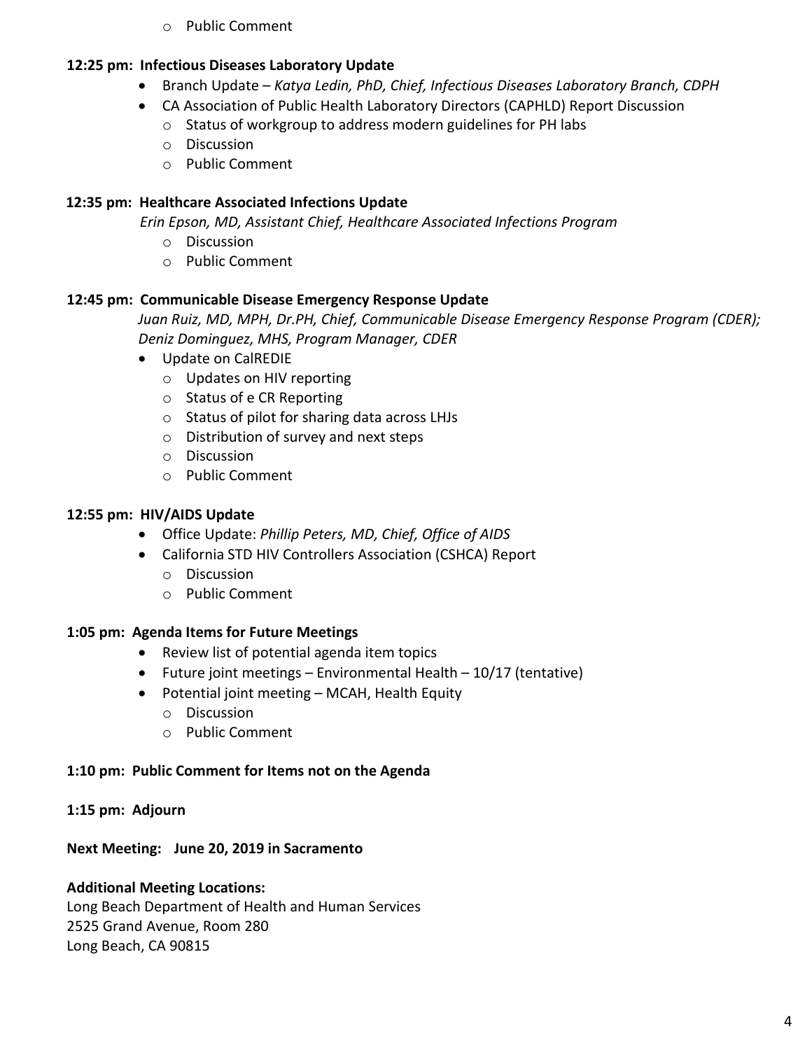- Public Comment

**12:25 pm: Infectious Diseases Laboratory Update**

- Branch Update – *Katya Ledin, PhD, Chief, Infectious Diseases Laboratory Branch, CDPH*
- CA Association of Public Health Laboratory Directors (CAPHLD) Report Discussion
  - Status of workgroup to address modern guidelines for PH labs
  - Discussion
  - Public Comment

**12:35 pm: Healthcare Associated Infections Update**

*Erin Epson, MD, Assistant Chief, Healthcare Associated Infections Program*

  - Discussion
  - Public Comment

**12:45 pm: Communicable Disease Emergency Response Update**

*Juan Ruiz, MD, MPH, Dr.PH, Chief, Communicable Disease Emergency Response Program (CDER); Deniz Dominguez, MHS, Program Manager, CDER*

- Update on CalREDIE
  - Updates on HIV reporting
  - Status of e CR Reporting
  - Status of pilot for sharing data across LHJs
  - Distribution of survey and next steps
  - Discussion
  - Public Comment

**12:55 pm: HIV/AIDS Update**

- Office Update: *Phillip Peters, MD, Chief, Office of AIDS*
- California STD HIV Controllers Association (CSHCA) Report
  - Discussion
  - Public Comment

**1:05 pm: Agenda Items for Future Meetings**

- Review list of potential agenda item topics
- Future joint meetings – Environmental Health – 10/17 (tentative)
- Potential joint meeting – MCAH, Health Equity
  - Discussion
  - Public Comment

**1:10 pm: Public Comment for Items not on the Agenda**

**1:15 pm: Adjourn**

**Next Meeting: June 20, 2019 in Sacramento**

**Additional Meeting Locations:**

Long Beach Department of Health and Human Services
2525 Grand Avenue, Room 280
Long Beach, CA 90815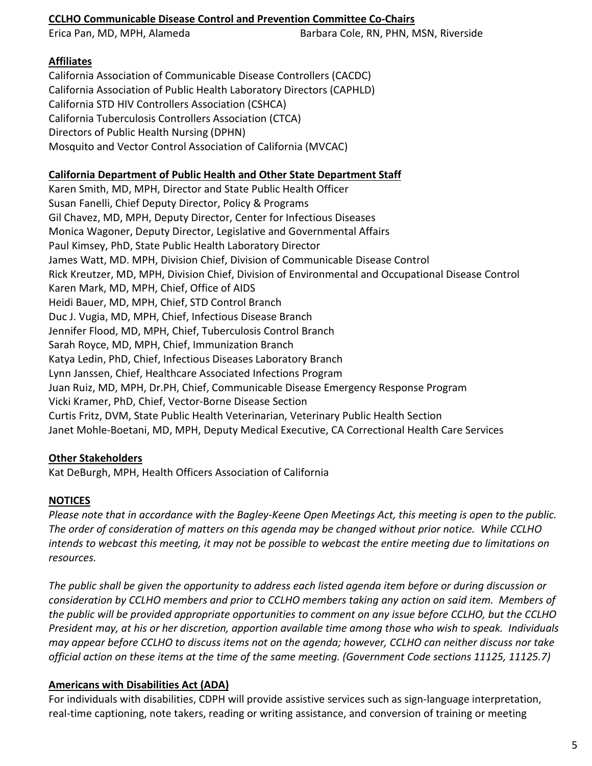**CCLHO Communicable Disease Control and Prevention Committee Co-Chairs**

Erica Pan, MD, MPH, Alameda

Barbara Cole, RN, PHN, MSN, Riverside

**Affiliates**

California Association of Communicable Disease Controllers (CACDC)
California Association of Public Health Laboratory Directors (CAPHLD)
California STD HIV Controllers Association (CSHCA)
California Tuberculosis Controllers Association (CTCA)
Directors of Public Health Nursing (DPHN)
Mosquito and Vector Control Association of California (MVCAC)

**California Department of Public Health and Other State Department Staff**

Karen Smith, MD, MPH, Director and State Public Health Officer
Susan Fanelli, Chief Deputy Director, Policy & Programs
Gil Chavez, MD, MPH, Deputy Director, Center for Infectious Diseases
Monica Wagoner, Deputy Director, Legislative and Governmental Affairs
Paul Kimsey, PhD, State Public Health Laboratory Director
James Watt, MD. MPH, Division Chief, Division of Communicable Disease Control
Rick Kreutzer, MD, MPH, Division Chief, Division of Environmental and Occupational Disease Control
Karen Mark, MD, MPH, Chief, Office of AIDS
Heidi Bauer, MD, MPH, Chief, STD Control Branch
Duc J. Vugia, MD, MPH, Chief, Infectious Disease Branch
Jennifer Flood, MD, MPH, Chief, Tuberculosis Control Branch
Sarah Royce, MD, MPH, Chief, Immunization Branch
Katya Ledin, PhD, Chief, Infectious Diseases Laboratory Branch
Lynn Janssen, Chief, Healthcare Associated Infections Program
Juan Ruiz, MD, MPH, Dr.PH, Chief, Communicable Disease Emergency Response Program
Vicki Kramer, PhD, Chief, Vector-Borne Disease Section
Curtis Fritz, DVM, State Public Health Veterinarian, Veterinary Public Health Section
Janet Mohle-Boetani, MD, MPH, Deputy Medical Executive, CA Correctional Health Care Services

**Other Stakeholders**

Kat DeBurgh, MPH, Health Officers Association of California

**NOTICES**

*Please note that in accordance with the Bagley-Keene Open Meetings Act, this meeting is open to the public. The order of consideration of matters on this agenda may be changed without prior notice. While CCLHO intends to webcast this meeting, it may not be possible to webcast the entire meeting due to limitations on resources.*

*The public shall be given the opportunity to address each listed agenda item before or during discussion or consideration by CCLHO members and prior to CCLHO members taking any action on said item. Members of the public will be provided appropriate opportunities to comment on any issue before CCLHO, but the CCLHO President may, at his or her discretion, apportion available time among those who wish to speak. Individuals may appear before CCLHO to discuss items not on the agenda; however, CCLHO can neither discuss nor take official action on these items at the time of the same meeting. (Government Code sections 11125, 11125.7)*

**Americans with Disabilities Act (ADA)**

For individuals with disabilities, CDPH will provide assistive services such as sign-language interpretation, real-time captioning, note takers, reading or writing assistance, and conversion of training or meeting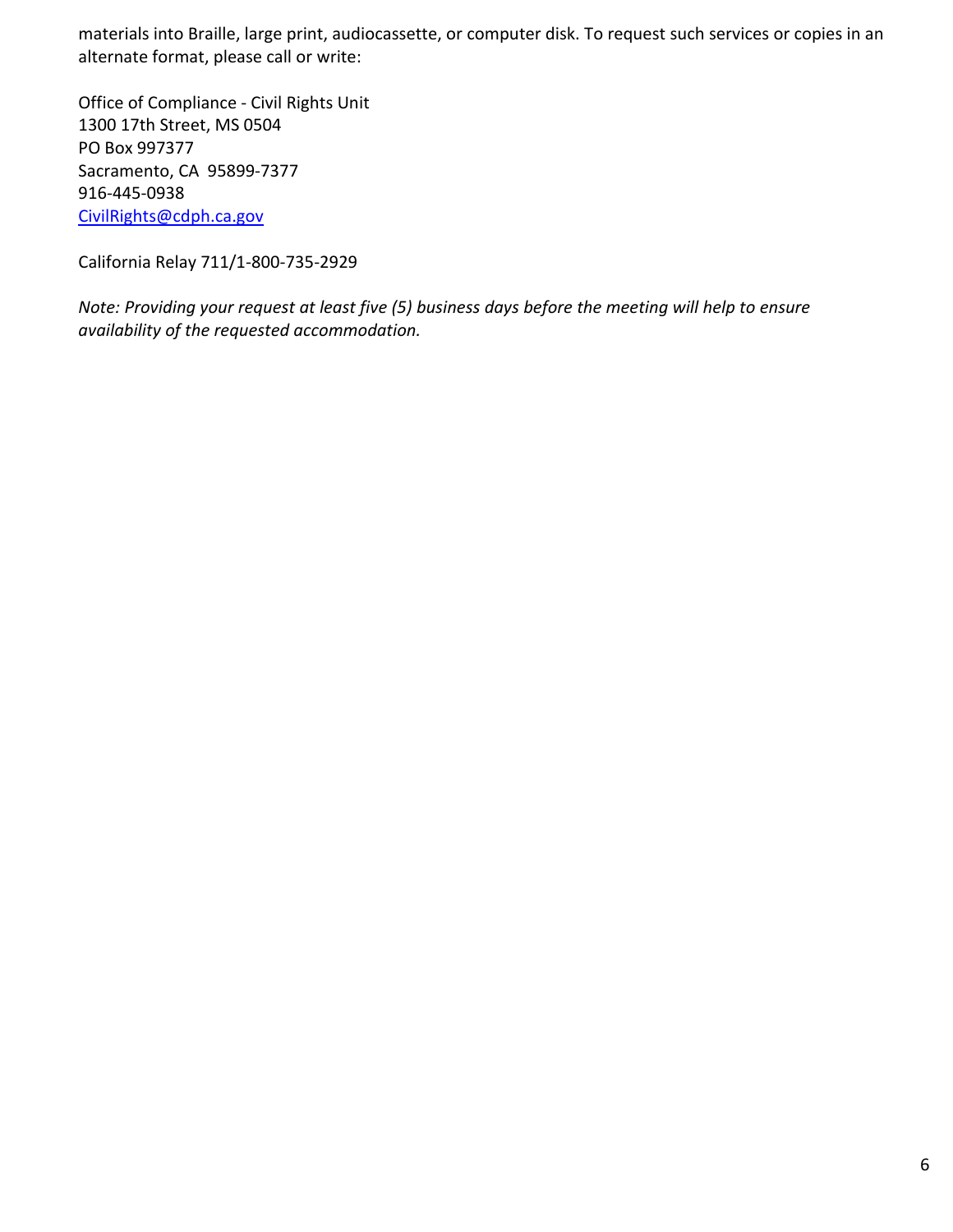materials into Braille, large print, audiocassette, or computer disk. To request such services or copies in an alternate format, please call or write:

Office of Compliance - Civil Rights Unit
1300 17th Street, MS 0504
PO Box 997377
Sacramento, CA 95899-7377
916-445-0938
CivilRights@cdph.ca.gov

California Relay 711/1-800-735-2929

*Note: Providing your request at least five (5) business days before the meeting will help to ensure availability of the requested accommodation.*